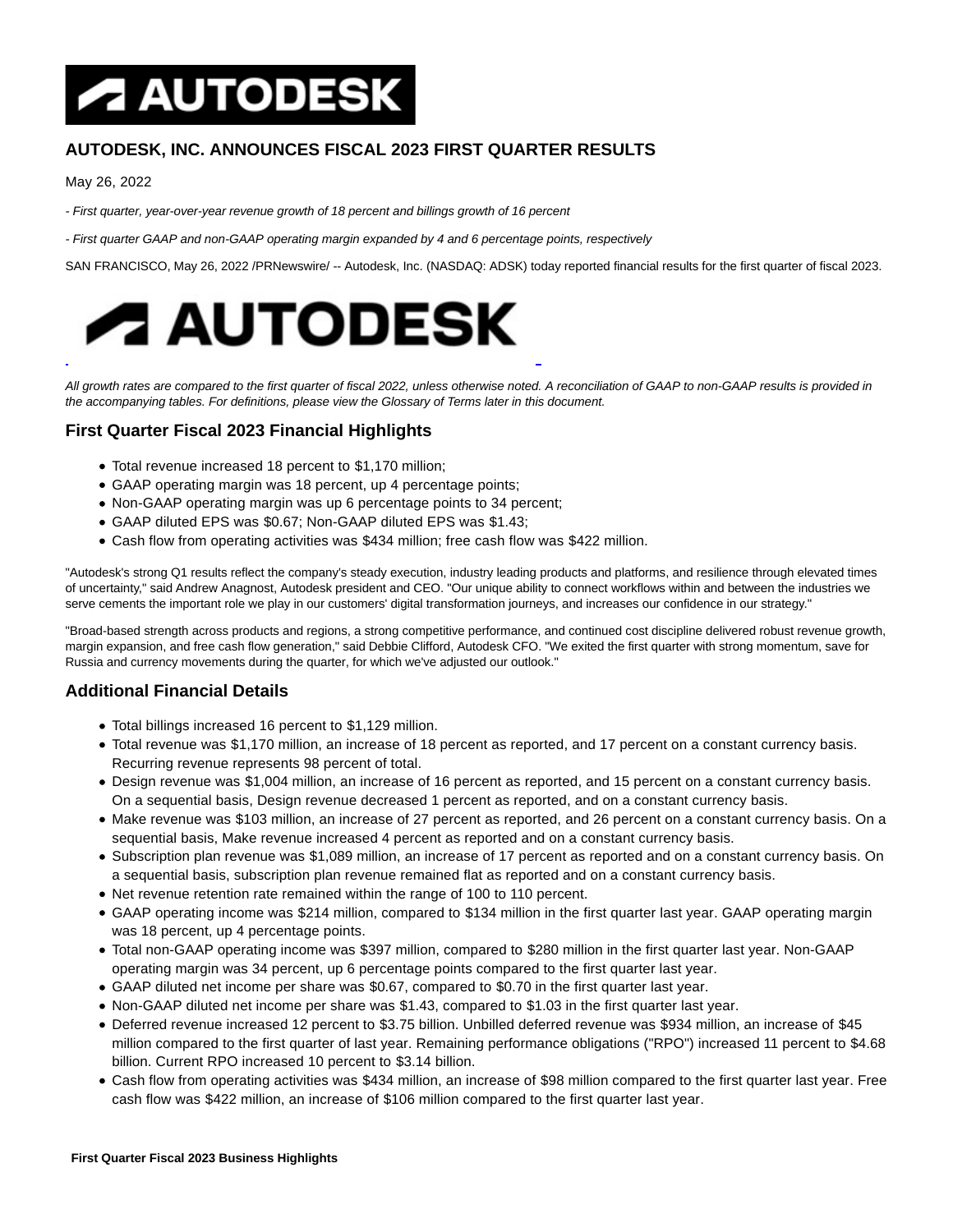# AUTODESK, INC. ANNOUNCES FISCAL 2023 FIRST QUARTER RESULTS

May 26, 2022

*- First quarter, year-over-year revenue growth of 18 percent and billings growth of 16 percent*

*- First quarter GAAP and non-GAAP operating margin expanded by 4 and 6 percentage points, respectively*

SAN FRANCISCO, May 26, 2022 /PRNewswire/ -- Autodesk, Inc. (NASDAQ: ADSK) today reported financial results for the first quarter of fiscal 2023.

*All growth rates are compared to the first quarter of fiscal 2022, unless otherwise noted. A reconciliation of GAAP to non-GAAP results is provided in the accompanying tables. For definitions, please view the Glossary of Terms later in this document.*

## First Quarter Fiscal 2023 Financial Highlights

- Total revenue increased 18 percent to $1,170 million;
- GAAP operating margin was 18 percent, up 4 percentage points;
- Non-GAAP operating margin was up 6 percentage points to 34 percent;
- GAAP diluted EPS was $0.67; Non-GAAP diluted EPS was $1.43;
- Cash flow from operating activities was $434 million; free cash flow was $422 million.

"Autodesk's strong Q1 results reflect the company's steady execution, industry leading products and platforms, and resilience through elevated times of uncertainty," said Andrew Anagnost, Autodesk president and CEO. "Our unique ability to connect workflows within and between the industries we serve cements the important role we play in our customers' digital transformation journeys, and increases our confidence in our strategy."

"Broad-based strength across products and regions, a strong competitive performance, and continued cost discipline delivered robust revenue growth, margin expansion, and free cash flow generation," said Debbie Clifford, Autodesk CFO. "We exited the first quarter with strong momentum, save for Russia and currency movements during the quarter, for which we've adjusted our outlook."

## Additional Financial Details

- Total billings increased 16 percent to $1,129 million.
- Total revenue was $1,170 million, an increase of 18 percent as reported, and 17 percent on a constant currency basis. Recurring revenue represents 98 percent of total.
- Design revenue was $1,004 million, an increase of 16 percent as reported, and 15 percent on a constant currency basis. On a sequential basis, Design revenue decreased 1 percent as reported, and on a constant currency basis.
- Make revenue was $103 million, an increase of 27 percent as reported, and 26 percent on a constant currency basis. On a sequential basis, Make revenue increased 4 percent as reported and on a constant currency basis.
- Subscription plan revenue was $1,089 million, an increase of 17 percent as reported and on a constant currency basis. On a sequential basis, subscription plan revenue remained flat as reported and on a constant currency basis.
- Net revenue retention rate remained within the range of 100 to 110 percent.
- GAAP operating income was $214 million, compared to $134 million in the first quarter last year. GAAP operating margin was 18 percent, up 4 percentage points.
- Total non-GAAP operating income was $397 million, compared to $280 million in the first quarter last year. Non-GAAP operating margin was 34 percent, up 6 percentage points compared to the first quarter last year.
- GAAP diluted net income per share was $0.67, compared to $0.70 in the first quarter last year.
- Non-GAAP diluted net income per share was $1.43, compared to $1.03 in the first quarter last year.
- Deferred revenue increased 12 percent to $3.75 billion. Unbilled deferred revenue was $934 million, an increase of $45 million compared to the first quarter of last year. Remaining performance obligations ("RPO") increased 11 percent to $4.68 billion. Current RPO increased 10 percent to $3.14 billion.
- Cash flow from operating activities was $434 million, an increase of $98 million compared to the first quarter last year. Free cash flow was $422 million, an increase of $106 million compared to the first quarter last year.

**First Quarter Fiscal 2023 Business Highlights**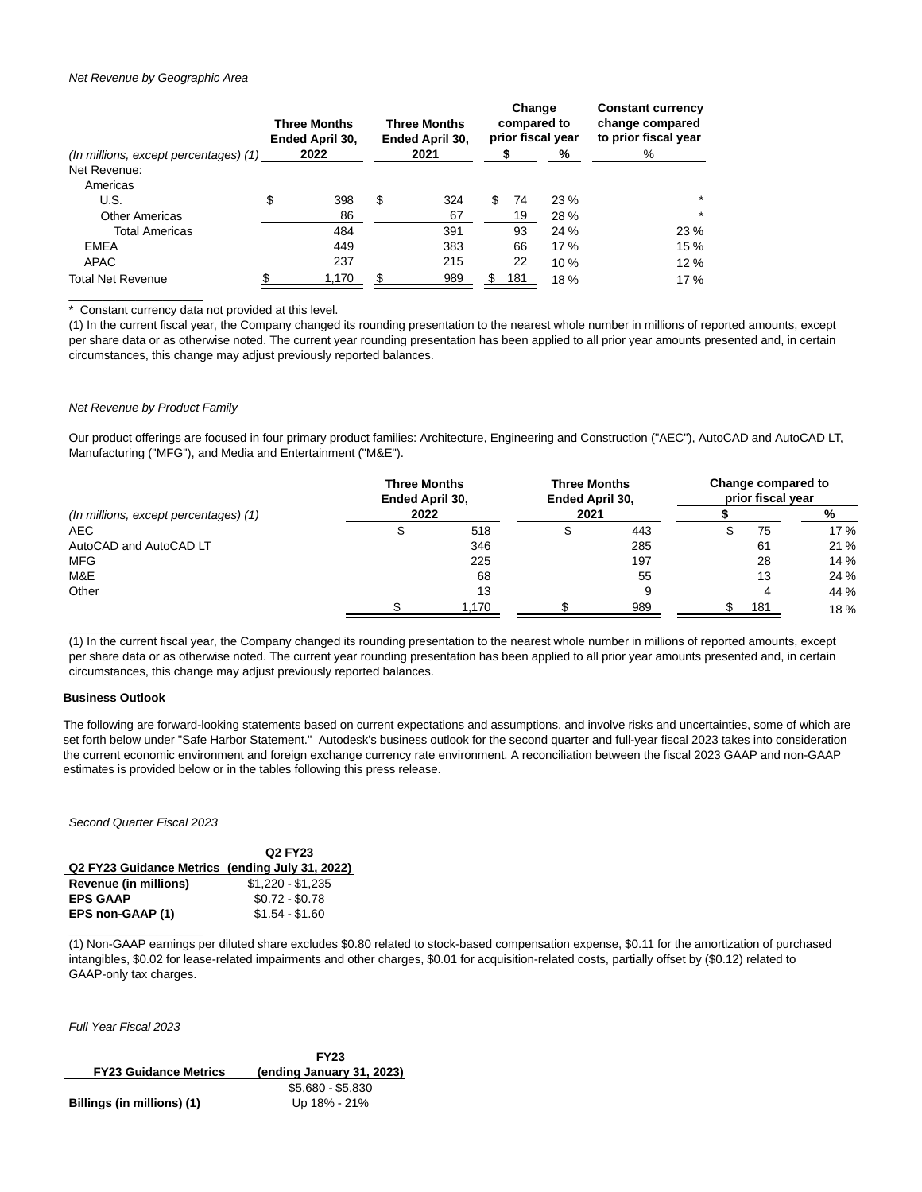*Net Revenue by Geographic Area*

| (In millions, except percentages) (1) | Three Months Ended April 30, 2022 | Three Months Ended April 30, 2021 | Change compared to prior fiscal year $ | Change compared to prior fiscal year % | Constant currency change compared to prior fiscal year % |
|---|---|---|---|---|---|
| Net Revenue: | | | | | |
| Americas | | | | | |
| U.S. | $ 398 | $ 324 | $ 74 | 23 % | * |
| Other Americas | 86 | 67 | 19 | 28 % | * |
| Total Americas | 484 | 391 | 93 | 24 % | 23 % |
| EMEA | 449 | 383 | 66 | 17 % | 15 % |
| APAC | 237 | 215 | 22 | 10 % | 12 % |
| Total Net Revenue | $ 1,170 | $ 989 | $ 181 | 18 % | 17 % |

\* Constant currency data not provided at this level.

(1) In the current fiscal year, the Company changed its rounding presentation to the nearest whole number in millions of reported amounts, except per share data or as otherwise noted. The current year rounding presentation has been applied to all prior year amounts presented and, in certain circumstances, this change may adjust previously reported balances.

*Net Revenue by Product Family*

Our product offerings are focused in four primary product families: Architecture, Engineering and Construction ("AEC"), AutoCAD and AutoCAD LT, Manufacturing ("MFG"), and Media and Entertainment ("M&E").

| (In millions, except percentages) (1) | Three Months Ended April 30, 2022 | Three Months Ended April 30, 2021 | Change compared to prior fiscal year $ | Change compared to prior fiscal year % |
|---|---|---|---|---|
| AEC | $ 518 | $ 443 | $ 75 | 17 % |
| AutoCAD and AutoCAD LT | 346 | 285 | 61 | 21 % |
| MFG | 225 | 197 | 28 | 14 % |
| M&E | 68 | 55 | 13 | 24 % |
| Other | 13 | 9 | 4 | 44 % |
| | $ 1,170 | $ 989 | $ 181 | 18 % |

(1) In the current fiscal year, the Company changed its rounding presentation to the nearest whole number in millions of reported amounts, except per share data or as otherwise noted. The current year rounding presentation has been applied to all prior year amounts presented and, in certain circumstances, this change may adjust previously reported balances.

**Business Outlook**

The following are forward-looking statements based on current expectations and assumptions, and involve risks and uncertainties, some of which are set forth below under "Safe Harbor Statement." Autodesk's business outlook for the second quarter and full-year fiscal 2023 takes into consideration the current economic environment and foreign exchange currency rate environment. A reconciliation between the fiscal 2023 GAAP and non-GAAP estimates is provided below or in the tables following this press release.

*Second Quarter Fiscal 2023*

| Q2 FY23 Guidance Metrics | Q2 FY23 (ending July 31, 2022) |
|---|---|
| **Revenue (in millions)** | $1,220 - $1,235 |
| **EPS GAAP** | $0.72 - $0.78 |
| **EPS non-GAAP (1)** | $1.54 - $1.60 |

(1) Non-GAAP earnings per diluted share excludes $0.80 related to stock-based compensation expense, $0.11 for the amortization of purchased intangibles, $0.02 for lease-related impairments and other charges, $0.01 for acquisition-related costs, partially offset by ($0.12) related to GAAP-only tax charges.

*Full Year Fiscal 2023*

| FY23 Guidance Metrics | FY23 (ending January 31, 2023) |
|---|---|
| **Billings (in millions) (1)** | $5,680 - $5,830<br>Up 18% - 21% |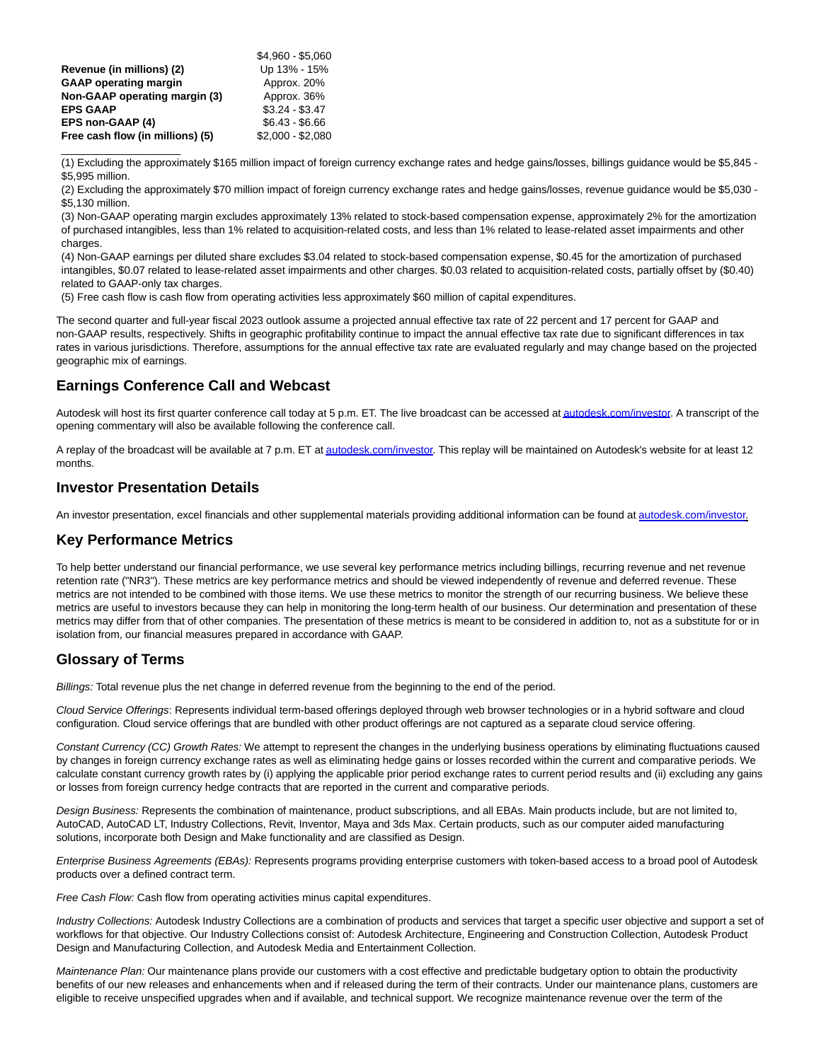| | |
|---|---|
| Revenue (in millions) (2) | $4,960 - $5,060 |
| | Up 13% - 15% |
| **GAAP operating margin** | Approx. 20% |
| **Non-GAAP operating margin (3)** | Approx. 36% |
| **EPS GAAP** | $3.24 - $3.47 |
| **EPS non-GAAP (4)** | $6.43 - $6.66 |
| **Free cash flow (in millions) (5)** | $2,000 - $2,080 |

(1) Excluding the approximately $165 million impact of foreign currency exchange rates and hedge gains/losses, billings guidance would be $5,845 - $5,995 million.

(2) Excluding the approximately $70 million impact of foreign currency exchange rates and hedge gains/losses, revenue guidance would be $5,030 - $5,130 million.

(3) Non-GAAP operating margin excludes approximately 13% related to stock-based compensation expense, approximately 2% for the amortization of purchased intangibles, less than 1% related to acquisition-related costs, and less than 1% related to lease-related asset impairments and other charges.

(4) Non-GAAP earnings per diluted share excludes $3.04 related to stock-based compensation expense, $0.45 for the amortization of purchased intangibles, $0.07 related to lease-related asset impairments and other charges. $0.03 related to acquisition-related costs, partially offset by ($0.40) related to GAAP-only tax charges.

(5) Free cash flow is cash flow from operating activities less approximately $60 million of capital expenditures.

The second quarter and full-year fiscal 2023 outlook assume a projected annual effective tax rate of 22 percent and 17 percent for GAAP and non-GAAP results, respectively. Shifts in geographic profitability continue to impact the annual effective tax rate due to significant differences in tax rates in various jurisdictions. Therefore, assumptions for the annual effective tax rate are evaluated regularly and may change based on the projected geographic mix of earnings.

## Earnings Conference Call and Webcast

Autodesk will host its first quarter conference call today at 5 p.m. ET. The live broadcast can be accessed at autodesk.com/investor. A transcript of the opening commentary will also be available following the conference call.

A replay of the broadcast will be available at 7 p.m. ET at autodesk.com/investor. This replay will be maintained on Autodesk's website for at least 12 months.

## Investor Presentation Details

An investor presentation, excel financials and other supplemental materials providing additional information can be found at autodesk.com/investor.

## Key Performance Metrics

To help better understand our financial performance, we use several key performance metrics including billings, recurring revenue and net revenue retention rate ("NR3"). These metrics are key performance metrics and should be viewed independently of revenue and deferred revenue. These metrics are not intended to be combined with those items. We use these metrics to monitor the strength of our recurring business. We believe these metrics are useful to investors because they can help in monitoring the long-term health of our business. Our determination and presentation of these metrics may differ from that of other companies. The presentation of these metrics is meant to be considered in addition to, not as a substitute for or in isolation from, our financial measures prepared in accordance with GAAP.

## Glossary of Terms

*Billings:* Total revenue plus the net change in deferred revenue from the beginning to the end of the period.

*Cloud Service Offerings*: Represents individual term-based offerings deployed through web browser technologies or in a hybrid software and cloud configuration. Cloud service offerings that are bundled with other product offerings are not captured as a separate cloud service offering.

*Constant Currency (CC) Growth Rates:* We attempt to represent the changes in the underlying business operations by eliminating fluctuations caused by changes in foreign currency exchange rates as well as eliminating hedge gains or losses recorded within the current and comparative periods. We calculate constant currency growth rates by (i) applying the applicable prior period exchange rates to current period results and (ii) excluding any gains or losses from foreign currency hedge contracts that are reported in the current and comparative periods.

*Design Business:* Represents the combination of maintenance, product subscriptions, and all EBAs. Main products include, but are not limited to, AutoCAD, AutoCAD LT, Industry Collections, Revit, Inventor, Maya and 3ds Max. Certain products, such as our computer aided manufacturing solutions, incorporate both Design and Make functionality and are classified as Design.

*Enterprise Business Agreements (EBAs):* Represents programs providing enterprise customers with token-based access to a broad pool of Autodesk products over a defined contract term.

*Free Cash Flow:* Cash flow from operating activities minus capital expenditures.

*Industry Collections:* Autodesk Industry Collections are a combination of products and services that target a specific user objective and support a set of workflows for that objective. Our Industry Collections consist of: Autodesk Architecture, Engineering and Construction Collection, Autodesk Product Design and Manufacturing Collection, and Autodesk Media and Entertainment Collection.

*Maintenance Plan:* Our maintenance plans provide our customers with a cost effective and predictable budgetary option to obtain the productivity benefits of our new releases and enhancements when and if released during the term of their contracts. Under our maintenance plans, customers are eligible to receive unspecified upgrades when and if available, and technical support. We recognize maintenance revenue over the term of the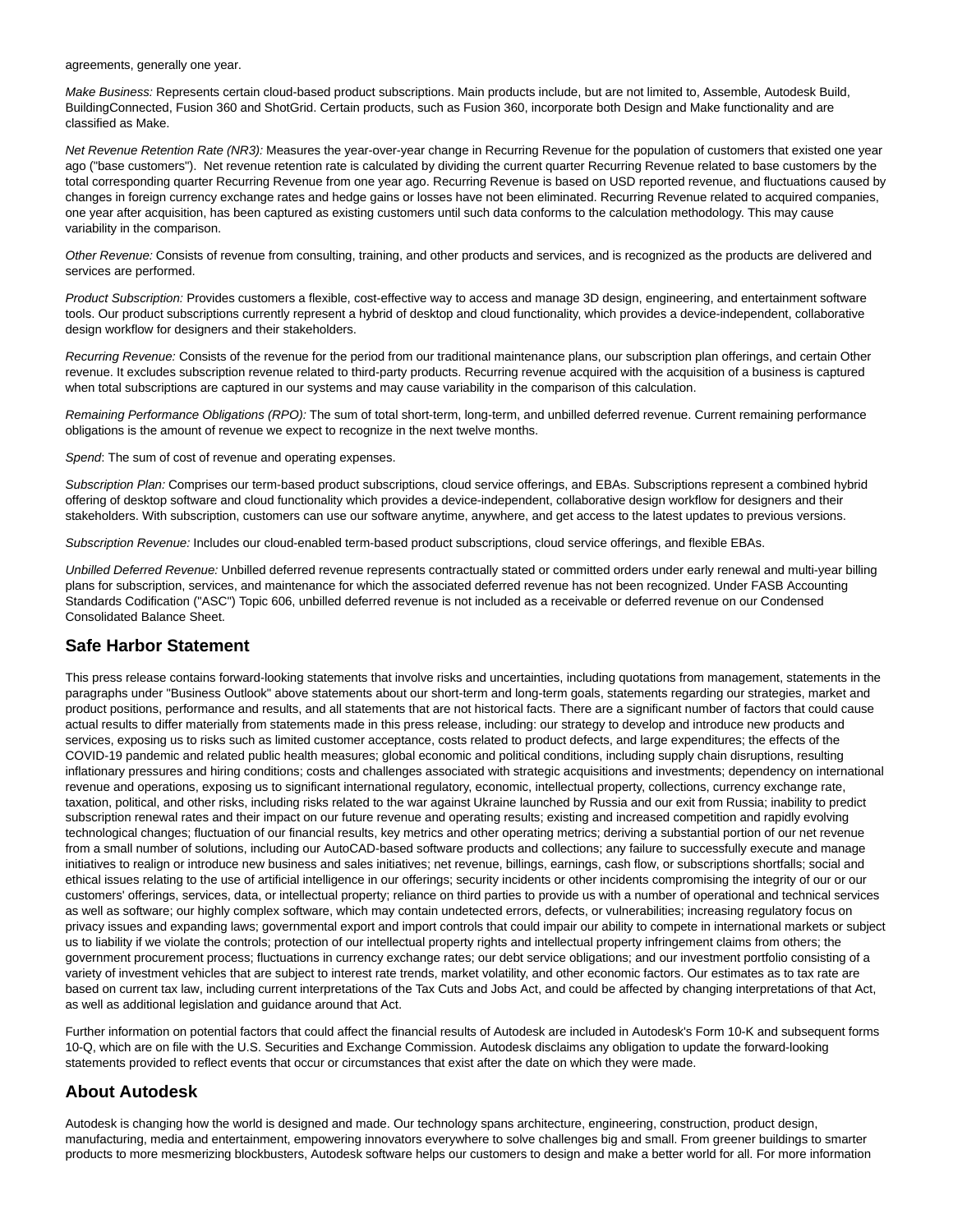agreements, generally one year.

*Make Business:* Represents certain cloud-based product subscriptions. Main products include, but are not limited to, Assemble, Autodesk Build, BuildingConnected, Fusion 360 and ShotGrid. Certain products, such as Fusion 360, incorporate both Design and Make functionality and are classified as Make.

*Net Revenue Retention Rate (NR3):* Measures the year-over-year change in Recurring Revenue for the population of customers that existed one year ago ("base customers"). Net revenue retention rate is calculated by dividing the current quarter Recurring Revenue related to base customers by the total corresponding quarter Recurring Revenue from one year ago. Recurring Revenue is based on USD reported revenue, and fluctuations caused by changes in foreign currency exchange rates and hedge gains or losses have not been eliminated. Recurring Revenue related to acquired companies, one year after acquisition, has been captured as existing customers until such data conforms to the calculation methodology. This may cause variability in the comparison.

*Other Revenue:* Consists of revenue from consulting, training, and other products and services, and is recognized as the products are delivered and services are performed.

*Product Subscription:* Provides customers a flexible, cost-effective way to access and manage 3D design, engineering, and entertainment software tools. Our product subscriptions currently represent a hybrid of desktop and cloud functionality, which provides a device-independent, collaborative design workflow for designers and their stakeholders.

*Recurring Revenue:* Consists of the revenue for the period from our traditional maintenance plans, our subscription plan offerings, and certain Other revenue. It excludes subscription revenue related to third-party products. Recurring revenue acquired with the acquisition of a business is captured when total subscriptions are captured in our systems and may cause variability in the comparison of this calculation.

*Remaining Performance Obligations (RPO):* The sum of total short-term, long-term, and unbilled deferred revenue. Current remaining performance obligations is the amount of revenue we expect to recognize in the next twelve months.

*Spend*: The sum of cost of revenue and operating expenses.

*Subscription Plan:* Comprises our term-based product subscriptions, cloud service offerings, and EBAs. Subscriptions represent a combined hybrid offering of desktop software and cloud functionality which provides a device-independent, collaborative design workflow for designers and their stakeholders. With subscription, customers can use our software anytime, anywhere, and get access to the latest updates to previous versions.

*Subscription Revenue:* Includes our cloud-enabled term-based product subscriptions, cloud service offerings, and flexible EBAs.

*Unbilled Deferred Revenue:* Unbilled deferred revenue represents contractually stated or committed orders under early renewal and multi-year billing plans for subscription, services, and maintenance for which the associated deferred revenue has not been recognized. Under FASB Accounting Standards Codification ("ASC") Topic 606, unbilled deferred revenue is not included as a receivable or deferred revenue on our Condensed Consolidated Balance Sheet.

## Safe Harbor Statement

This press release contains forward-looking statements that involve risks and uncertainties, including quotations from management, statements in the paragraphs under "Business Outlook" above statements about our short-term and long-term goals, statements regarding our strategies, market and product positions, performance and results, and all statements that are not historical facts. There are a significant number of factors that could cause actual results to differ materially from statements made in this press release, including: our strategy to develop and introduce new products and services, exposing us to risks such as limited customer acceptance, costs related to product defects, and large expenditures; the effects of the COVID-19 pandemic and related public health measures; global economic and political conditions, including supply chain disruptions, resulting inflationary pressures and hiring conditions; costs and challenges associated with strategic acquisitions and investments; dependency on international revenue and operations, exposing us to significant international regulatory, economic, intellectual property, collections, currency exchange rate, taxation, political, and other risks, including risks related to the war against Ukraine launched by Russia and our exit from Russia; inability to predict subscription renewal rates and their impact on our future revenue and operating results; existing and increased competition and rapidly evolving technological changes; fluctuation of our financial results, key metrics and other operating metrics; deriving a substantial portion of our net revenue from a small number of solutions, including our AutoCAD-based software products and collections; any failure to successfully execute and manage initiatives to realign or introduce new business and sales initiatives; net revenue, billings, earnings, cash flow, or subscriptions shortfalls; social and ethical issues relating to the use of artificial intelligence in our offerings; security incidents or other incidents compromising the integrity of our or our customers' offerings, services, data, or intellectual property; reliance on third parties to provide us with a number of operational and technical services as well as software; our highly complex software, which may contain undetected errors, defects, or vulnerabilities; increasing regulatory focus on privacy issues and expanding laws; governmental export and import controls that could impair our ability to compete in international markets or subject us to liability if we violate the controls; protection of our intellectual property rights and intellectual property infringement claims from others; the government procurement process; fluctuations in currency exchange rates; our debt service obligations; and our investment portfolio consisting of a variety of investment vehicles that are subject to interest rate trends, market volatility, and other economic factors. Our estimates as to tax rate are based on current tax law, including current interpretations of the Tax Cuts and Jobs Act, and could be affected by changing interpretations of that Act, as well as additional legislation and guidance around that Act.

Further information on potential factors that could affect the financial results of Autodesk are included in Autodesk's Form 10-K and subsequent forms 10-Q, which are on file with the U.S. Securities and Exchange Commission. Autodesk disclaims any obligation to update the forward-looking statements provided to reflect events that occur or circumstances that exist after the date on which they were made.

## About Autodesk

Autodesk is changing how the world is designed and made. Our technology spans architecture, engineering, construction, product design, manufacturing, media and entertainment, empowering innovators everywhere to solve challenges big and small. From greener buildings to smarter products to more mesmerizing blockbusters, Autodesk software helps our customers to design and make a better world for all. For more information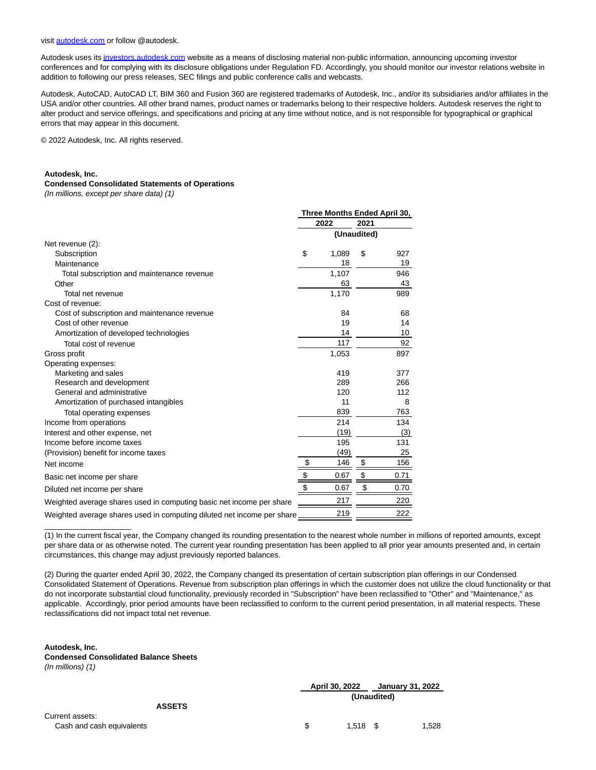visit autodesk.com or follow @autodesk.

Autodesk uses its investors.autodesk.com website as a means of disclosing material non-public information, announcing upcoming investor conferences and for complying with its disclosure obligations under Regulation FD. Accordingly, you should monitor our investor relations website in addition to following our press releases, SEC filings and public conference calls and webcasts.

Autodesk, AutoCAD, AutoCAD LT, BIM 360 and Fusion 360 are registered trademarks of Autodesk, Inc., and/or its subsidiaries and/or affiliates in the USA and/or other countries. All other brand names, product names or trademarks belong to their respective holders. Autodesk reserves the right to alter product and service offerings, and specifications and pricing at any time without notice, and is not responsible for typographical or graphical errors that may appear in this document.

© 2022 Autodesk, Inc. All rights reserved.

**Autodesk, Inc.**
**Condensed Consolidated Statements of Operations**
*(In millions, except per share data) (1)*

| | Three Months Ended April 30, | |
|---|---|---|
| | 2022 | 2021 |
| | (Unaudited) | |
| Net revenue (2): | | |
| Subscription | $ 1,089 | $ 927 |
| Maintenance | 18 | 19 |
| Total subscription and maintenance revenue | 1,107 | 946 |
| Other | 63 | 43 |
| Total net revenue | 1,170 | 989 |
| Cost of revenue: | | |
| Cost of subscription and maintenance revenue | 84 | 68 |
| Cost of other revenue | 19 | 14 |
| Amortization of developed technologies | 14 | 10 |
| Total cost of revenue | 117 | 92 |
| Gross profit | 1,053 | 897 |
| Operating expenses: | | |
| Marketing and sales | 419 | 377 |
| Research and development | 289 | 266 |
| General and administrative | 120 | 112 |
| Amortization of purchased intangibles | 11 | 8 |
| Total operating expenses | 839 | 763 |
| Income from operations | 214 | 134 |
| Interest and other expense, net | (19) | (3) |
| Income before income taxes | 195 | 131 |
| (Provision) benefit for income taxes | (49) | 25 |
| Net income | $ 146 | $ 156 |
| Basic net income per share | $ 0.67 | $ 0.71 |
| Diluted net income per share | $ 0.67 | $ 0.70 |
| Weighted average shares used in computing basic net income per share | 217 | 220 |
| Weighted average shares used in computing diluted net income per share | 219 | 222 |

(1) In the current fiscal year, the Company changed its rounding presentation to the nearest whole number in millions of reported amounts, except per share data or as otherwise noted. The current year rounding presentation has been applied to all prior year amounts presented and, in certain circumstances, this change may adjust previously reported balances.

(2) During the quarter ended April 30, 2022, the Company changed its presentation of certain subscription plan offerings in our Condensed Consolidated Statement of Operations. Revenue from subscription plan offerings in which the customer does not utilize the cloud functionality or that do not incorporate substantial cloud functionality, previously recorded in "Subscription" have been reclassified to "Other" and "Maintenance," as applicable. Accordingly, prior period amounts have been reclassified to conform to the current period presentation, in all material respects. These reclassifications did not impact total net revenue.

**Autodesk, Inc.**
**Condensed Consolidated Balance Sheets**
*(In millions) (1)*

| | April 30, 2022 | January 31, 2022 |
|---|---|---|
| | (Unaudited) | |
| **ASSETS** | | |
| Current assets: | | |
| Cash and cash equivalents | $ 1,518 | $ 1,528 |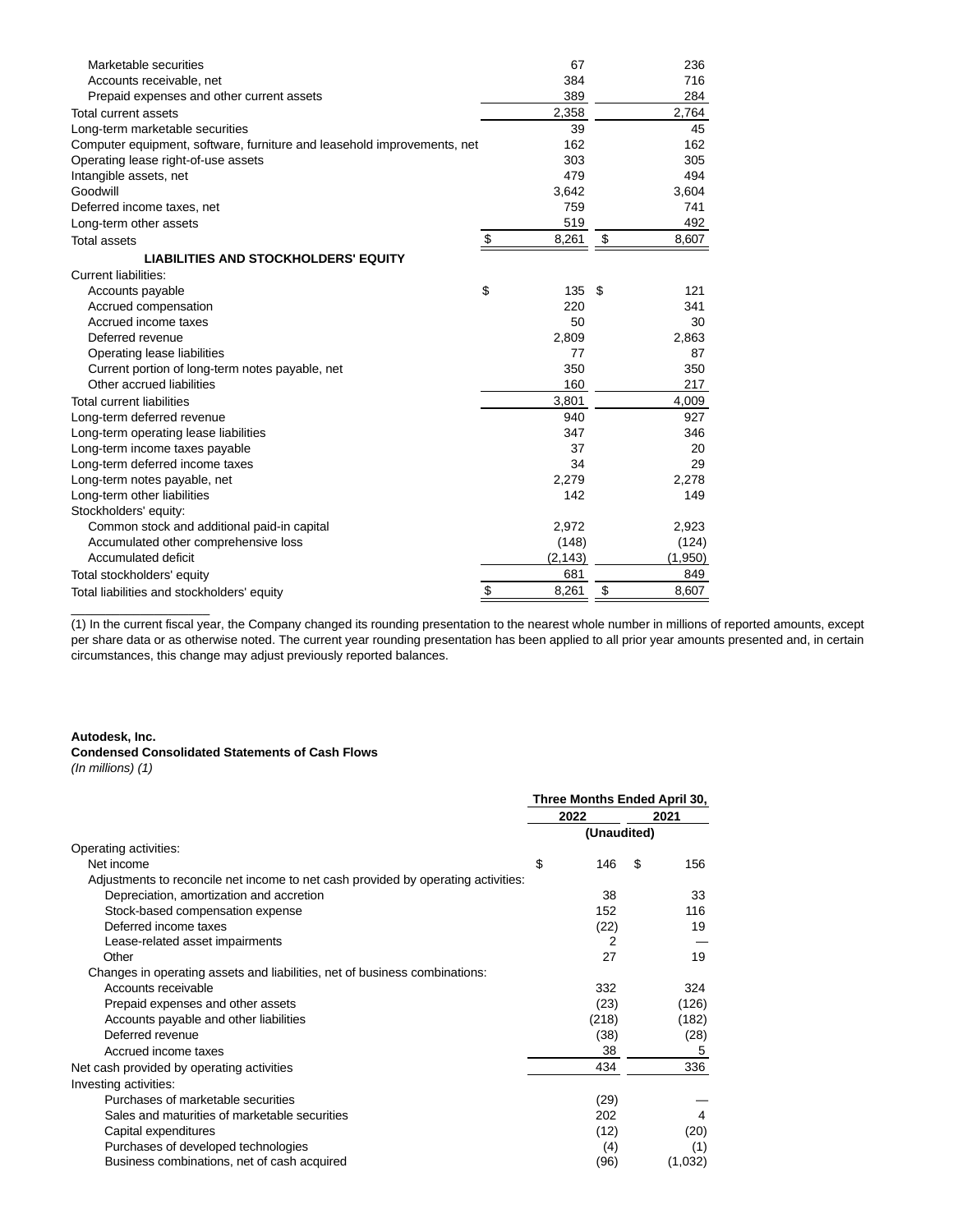| | | |
|---|---|---|
| Marketable securities | 67 | 236 |
| Accounts receivable, net | 384 | 716 |
| Prepaid expenses and other current assets | 389 | 284 |
| Total current assets | 2,358 | 2,764 |
| Long-term marketable securities | 39 | 45 |
| Computer equipment, software, furniture and leasehold improvements, net | 162 | 162 |
| Operating lease right-of-use assets | 303 | 305 |
| Intangible assets, net | 479 | 494 |
| Goodwill | 3,642 | 3,604 |
| Deferred income taxes, net | 759 | 741 |
| Long-term other assets | 519 | 492 |
| Total assets | $ 8,261 | $ 8,607 |
| **LIABILITIES AND STOCKHOLDERS' EQUITY** | | |
| Current liabilities: | | |
| Accounts payable | $ 135 | $ 121 |
| Accrued compensation | 220 | 341 |
| Accrued income taxes | 50 | 30 |
| Deferred revenue | 2,809 | 2,863 |
| Operating lease liabilities | 77 | 87 |
| Current portion of long-term notes payable, net | 350 | 350 |
| Other accrued liabilities | 160 | 217 |
| Total current liabilities | 3,801 | 4,009 |
| Long-term deferred revenue | 940 | 927 |
| Long-term operating lease liabilities | 347 | 346 |
| Long-term income taxes payable | 37 | 20 |
| Long-term deferred income taxes | 34 | 29 |
| Long-term notes payable, net | 2,279 | 2,278 |
| Long-term other liabilities | 142 | 149 |
| Stockholders' equity: | | |
| Common stock and additional paid-in capital | 2,972 | 2,923 |
| Accumulated other comprehensive loss | (148) | (124) |
| Accumulated deficit | (2,143) | (1,950) |
| Total stockholders' equity | 681 | 849 |
| Total liabilities and stockholders' equity | $ 8,261 | $ 8,607 |

(1) In the current fiscal year, the Company changed its rounding presentation to the nearest whole number in millions of reported amounts, except per share data or as otherwise noted. The current year rounding presentation has been applied to all prior year amounts presented and, in certain circumstances, this change may adjust previously reported balances.

**Autodesk, Inc.**
**Condensed Consolidated Statements of Cash Flows**
*(In millions) (1)*

| | Three Months Ended April 30, | |
|---|---|---|
| | 2022 | 2021 |
| | (Unaudited) | |
| Operating activities: | | |
| Net income | $ 146 | $ 156 |
| Adjustments to reconcile net income to net cash provided by operating activities: | | |
| Depreciation, amortization and accretion | 38 | 33 |
| Stock-based compensation expense | 152 | 116 |
| Deferred income taxes | (22) | 19 |
| Lease-related asset impairments | 2 | — |
| Other | 27 | 19 |
| Changes in operating assets and liabilities, net of business combinations: | | |
| Accounts receivable | 332 | 324 |
| Prepaid expenses and other assets | (23) | (126) |
| Accounts payable and other liabilities | (218) | (182) |
| Deferred revenue | (38) | (28) |
| Accrued income taxes | 38 | 5 |
| Net cash provided by operating activities | 434 | 336 |
| Investing activities: | | |
| Purchases of marketable securities | (29) | — |
| Sales and maturities of marketable securities | 202 | 4 |
| Capital expenditures | (12) | (20) |
| Purchases of developed technologies | (4) | (1) |
| Business combinations, net of cash acquired | (96) | (1,032) |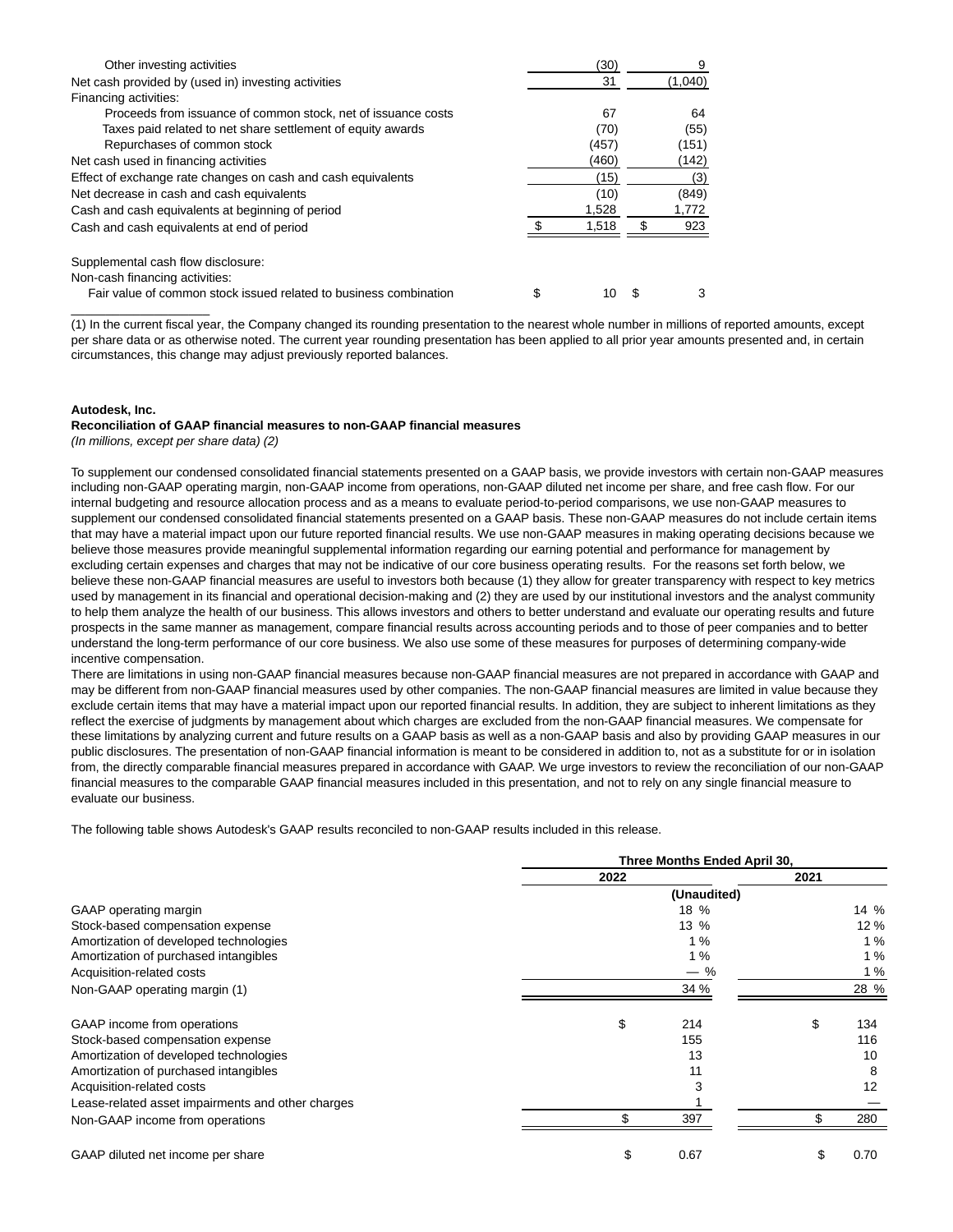| | | |
|---|---|---|
| Other investing activities | (30) | 9 |
| Net cash provided by (used in) investing activities | 31 | (1,040) |
| Financing activities: | | |
| Proceeds from issuance of common stock, net of issuance costs | 67 | 64 |
| Taxes paid related to net share settlement of equity awards | (70) | (55) |
| Repurchases of common stock | (457) | (151) |
| Net cash used in financing activities | (460) | (142) |
| Effect of exchange rate changes on cash and cash equivalents | (15) | (3) |
| Net decrease in cash and cash equivalents | (10) | (849) |
| Cash and cash equivalents at beginning of period | 1,528 | 1,772 |
| Cash and cash equivalents at end of period | $ 1,518 | $ 923 |
| | | |
| Supplemental cash flow disclosure: | | |
| Non-cash financing activities: | | |
| Fair value of common stock issued related to business combination | $ 10 | $ 3 |

(1) In the current fiscal year, the Company changed its rounding presentation to the nearest whole number in millions of reported amounts, except per share data or as otherwise noted. The current year rounding presentation has been applied to all prior year amounts presented and, in certain circumstances, this change may adjust previously reported balances.

**Autodesk, Inc.**
**Reconciliation of GAAP financial measures to non-GAAP financial measures**
*(In millions, except per share data) (2)*

To supplement our condensed consolidated financial statements presented on a GAAP basis, we provide investors with certain non-GAAP measures including non-GAAP operating margin, non-GAAP income from operations, non-GAAP diluted net income per share, and free cash flow. For our internal budgeting and resource allocation process and as a means to evaluate period-to-period comparisons, we use non-GAAP measures to supplement our condensed consolidated financial statements presented on a GAAP basis. These non-GAAP measures do not include certain items that may have a material impact upon our future reported financial results. We use non-GAAP measures in making operating decisions because we believe those measures provide meaningful supplemental information regarding our earning potential and performance for management by excluding certain expenses and charges that may not be indicative of our core business operating results. For the reasons set forth below, we believe these non-GAAP financial measures are useful to investors both because (1) they allow for greater transparency with respect to key metrics used by management in its financial and operational decision-making and (2) they are used by our institutional investors and the analyst community to help them analyze the health of our business. This allows investors and others to better understand and evaluate our operating results and future prospects in the same manner as management, compare financial results across accounting periods and to those of peer companies and to better understand the long-term performance of our core business. We also use some of these measures for purposes of determining company-wide incentive compensation.

There are limitations in using non-GAAP financial measures because non-GAAP financial measures are not prepared in accordance with GAAP and may be different from non-GAAP financial measures used by other companies. The non-GAAP financial measures are limited in value because they exclude certain items that may have a material impact upon our reported financial results. In addition, they are subject to inherent limitations as they reflect the exercise of judgments by management about which charges are excluded from the non-GAAP financial measures. We compensate for these limitations by analyzing current and future results on a GAAP basis as well as a non-GAAP basis and also by providing GAAP measures in our public disclosures. The presentation of non-GAAP financial information is meant to be considered in addition to, not as a substitute for or in isolation from, the directly comparable financial measures prepared in accordance with GAAP. We urge investors to review the reconciliation of our non-GAAP financial measures to the comparable GAAP financial measures included in this presentation, and not to rely on any single financial measure to evaluate our business.

The following table shows Autodesk's GAAP results reconciled to non-GAAP results included in this release.

| | Three Months Ended April 30, | |
|---|---|---|
| | 2022 | 2021 |
| | (Unaudited) | |
| GAAP operating margin | 18 % | 14 % |
| Stock-based compensation expense | 13 % | 12 % |
| Amortization of developed technologies | 1 % | 1 % |
| Amortization of purchased intangibles | 1 % | 1 % |
| Acquisition-related costs | — % | 1 % |
| Non-GAAP operating margin (1) | 34 % | 28 % |
| | | |
| GAAP income from operations | $ 214 | $ 134 |
| Stock-based compensation expense | 155 | 116 |
| Amortization of developed technologies | 13 | 10 |
| Amortization of purchased intangibles | 11 | 8 |
| Acquisition-related costs | 3 | 12 |
| Lease-related asset impairments and other charges | 1 | — |
| Non-GAAP income from operations | $ 397 | $ 280 |
| | | |
| GAAP diluted net income per share | $ 0.67 | $ 0.70 |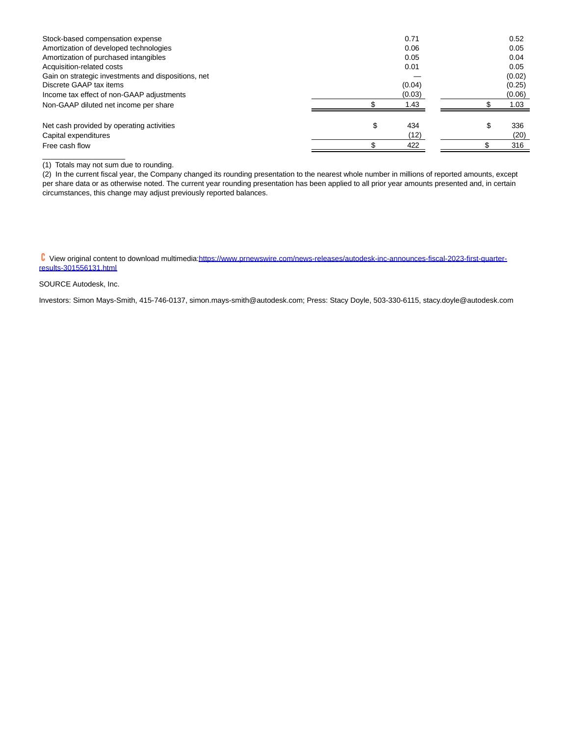| | | |
|---|---|---|
| Stock-based compensation expense | 0.71 | 0.52 |
| Amortization of developed technologies | 0.06 | 0.05 |
| Amortization of purchased intangibles | 0.05 | 0.04 |
| Acquisition-related costs | 0.01 | 0.05 |
| Gain on strategic investments and dispositions, net | — | (0.02) |
| Discrete GAAP tax items | (0.04) | (0.25) |
| Income tax effect of non-GAAP adjustments | (0.03) | (0.06) |
| Non-GAAP diluted net income per share | $ 1.43 | $ 1.03 |
| | | |
| Net cash provided by operating activities | $ 434 | $ 336 |
| Capital expenditures | (12) | (20) |
| Free cash flow | $ 422 | $ 316 |

(1) Totals may not sum due to rounding.

(2) In the current fiscal year, the Company changed its rounding presentation to the nearest whole number in millions of reported amounts, except per share data or as otherwise noted. The current year rounding presentation has been applied to all prior year amounts presented and, in certain circumstances, this change may adjust previously reported balances.

View original content to download multimedia:https://www.prnewswire.com/news-releases/autodesk-inc-announces-fiscal-2023-first-quarter-results-301556131.html

SOURCE Autodesk, Inc.

Investors: Simon Mays-Smith, 415-746-0137, simon.mays-smith@autodesk.com; Press: Stacy Doyle, 503-330-6115, stacy.doyle@autodesk.com